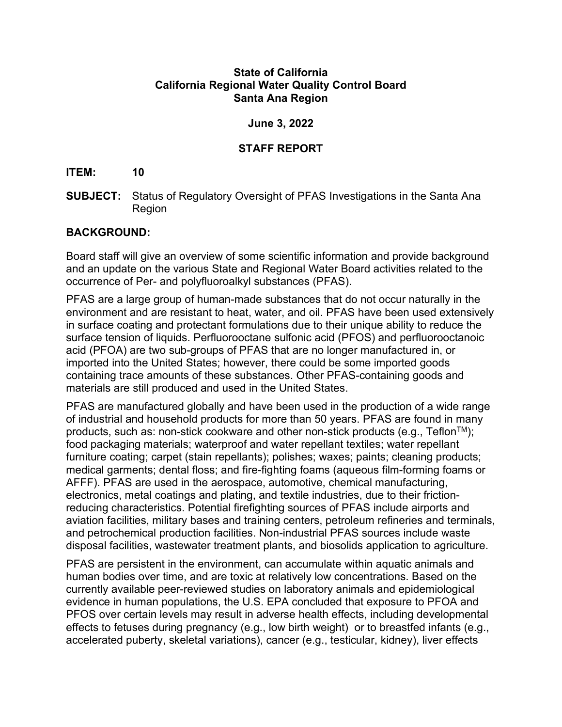**State of California**
**California Regional Water Quality Control Board**
**Santa Ana Region**

**June 3, 2022**

## STAFF REPORT

**ITEM:** **10**

**SUBJECT:** Status of Regulatory Oversight of PFAS Investigations in the Santa Ana Region

## BACKGROUND:

Board staff will give an overview of some scientific information and provide background and an update on the various State and Regional Water Board activities related to the occurrence of Per- and polyfluoroalkyl substances (PFAS).

PFAS are a large group of human-made substances that do not occur naturally in the environment and are resistant to heat, water, and oil. PFAS have been used extensively in surface coating and protectant formulations due to their unique ability to reduce the surface tension of liquids. Perfluorooctane sulfonic acid (PFOS) and perfluorooctanoic acid (PFOA) are two sub-groups of PFAS that are no longer manufactured in, or imported into the United States; however, there could be some imported goods containing trace amounts of these substances. Other PFAS-containing goods and materials are still produced and used in the United States.

PFAS are manufactured globally and have been used in the production of a wide range of industrial and household products for more than 50 years. PFAS are found in many products, such as: non-stick cookware and other non-stick products (e.g., Teflon™); food packaging materials; waterproof and water repellant textiles; water repellant furniture coating; carpet (stain repellants); polishes; waxes; paints; cleaning products; medical garments; dental floss; and fire-fighting foams (aqueous film-forming foams or AFFF). PFAS are used in the aerospace, automotive, chemical manufacturing, electronics, metal coatings and plating, and textile industries, due to their friction-reducing characteristics. Potential firefighting sources of PFAS include airports and aviation facilities, military bases and training centers, petroleum refineries and terminals, and petrochemical production facilities. Non-industrial PFAS sources include waste disposal facilities, wastewater treatment plants, and biosolids application to agriculture.

PFAS are persistent in the environment, can accumulate within aquatic animals and human bodies over time, and are toxic at relatively low concentrations. Based on the currently available peer-reviewed studies on laboratory animals and epidemiological evidence in human populations, the U.S. EPA concluded that exposure to PFOA and PFOS over certain levels may result in adverse health effects, including developmental effects to fetuses during pregnancy (e.g., low birth weight) or to breastfed infants (e.g., accelerated puberty, skeletal variations), cancer (e.g., testicular, kidney), liver effects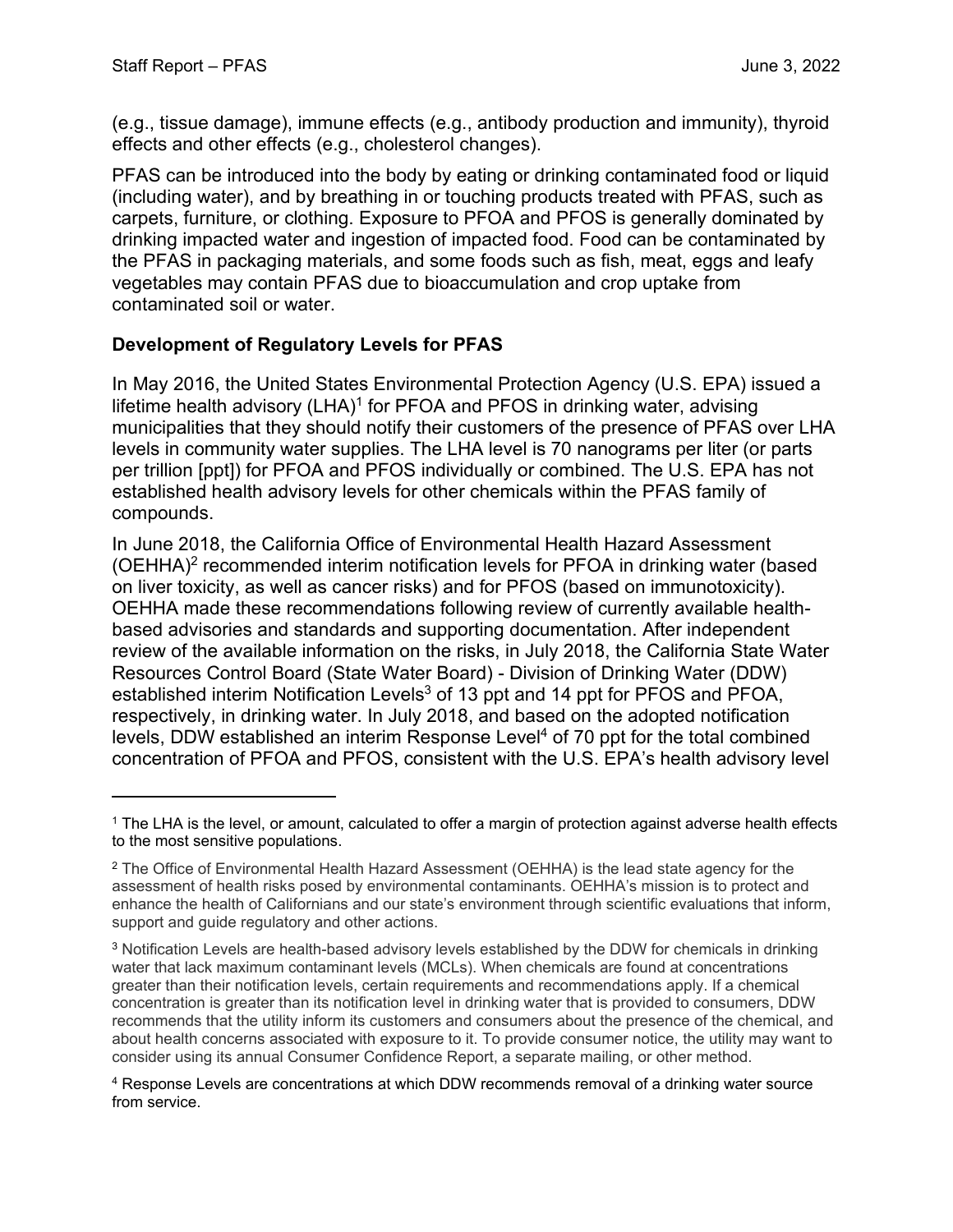(e.g., tissue damage), immune effects (e.g., antibody production and immunity), thyroid effects and other effects (e.g., cholesterol changes).

PFAS can be introduced into the body by eating or drinking contaminated food or liquid (including water), and by breathing in or touching products treated with PFAS, such as carpets, furniture, or clothing. Exposure to PFOA and PFOS is generally dominated by drinking impacted water and ingestion of impacted food. Food can be contaminated by the PFAS in packaging materials, and some foods such as fish, meat, eggs and leafy vegetables may contain PFAS due to bioaccumulation and crop uptake from contaminated soil or water.

**Development of Regulatory Levels for PFAS**

In May 2016, the United States Environmental Protection Agency (U.S. EPA) issued a lifetime health advisory (LHA)[1] for PFOA and PFOS in drinking water, advising municipalities that they should notify their customers of the presence of PFAS over LHA levels in community water supplies. The LHA level is 70 nanograms per liter (or parts per trillion [ppt]) for PFOA and PFOS individually or combined. The U.S. EPA has not established health advisory levels for other chemicals within the PFAS family of compounds.

In June 2018, the California Office of Environmental Health Hazard Assessment (OEHHA)[2] recommended interim notification levels for PFOA in drinking water (based on liver toxicity, as well as cancer risks) and for PFOS (based on immunotoxicity). OEHHA made these recommendations following review of currently available health-based advisories and standards and supporting documentation. After independent review of the available information on the risks, in July 2018, the California State Water Resources Control Board (State Water Board) - Division of Drinking Water (DDW) established interim Notification Levels[3] of 13 ppt and 14 ppt for PFOS and PFOA, respectively, in drinking water. In July 2018, and based on the adopted notification levels, DDW established an interim Response Level[4] of 70 ppt for the total combined concentration of PFOA and PFOS, consistent with the U.S. EPA's health advisory level

---

[1] The LHA is the level, or amount, calculated to offer a margin of protection against adverse health effects to the most sensitive populations.

[2] The Office of Environmental Health Hazard Assessment (OEHHA) is the lead state agency for the assessment of health risks posed by environmental contaminants. OEHHA's mission is to protect and enhance the health of Californians and our state's environment through scientific evaluations that inform, support and guide regulatory and other actions.

[3] Notification Levels are health-based advisory levels established by the DDW for chemicals in drinking water that lack maximum contaminant levels (MCLs). When chemicals are found at concentrations greater than their notification levels, certain requirements and recommendations apply. If a chemical concentration is greater than its notification level in drinking water that is provided to consumers, DDW recommends that the utility inform its customers and consumers about the presence of the chemical, and about health concerns associated with exposure to it. To provide consumer notice, the utility may want to consider using its annual Consumer Confidence Report, a separate mailing, or other method.

[4] Response Levels are concentrations at which DDW recommends removal of a drinking water source from service.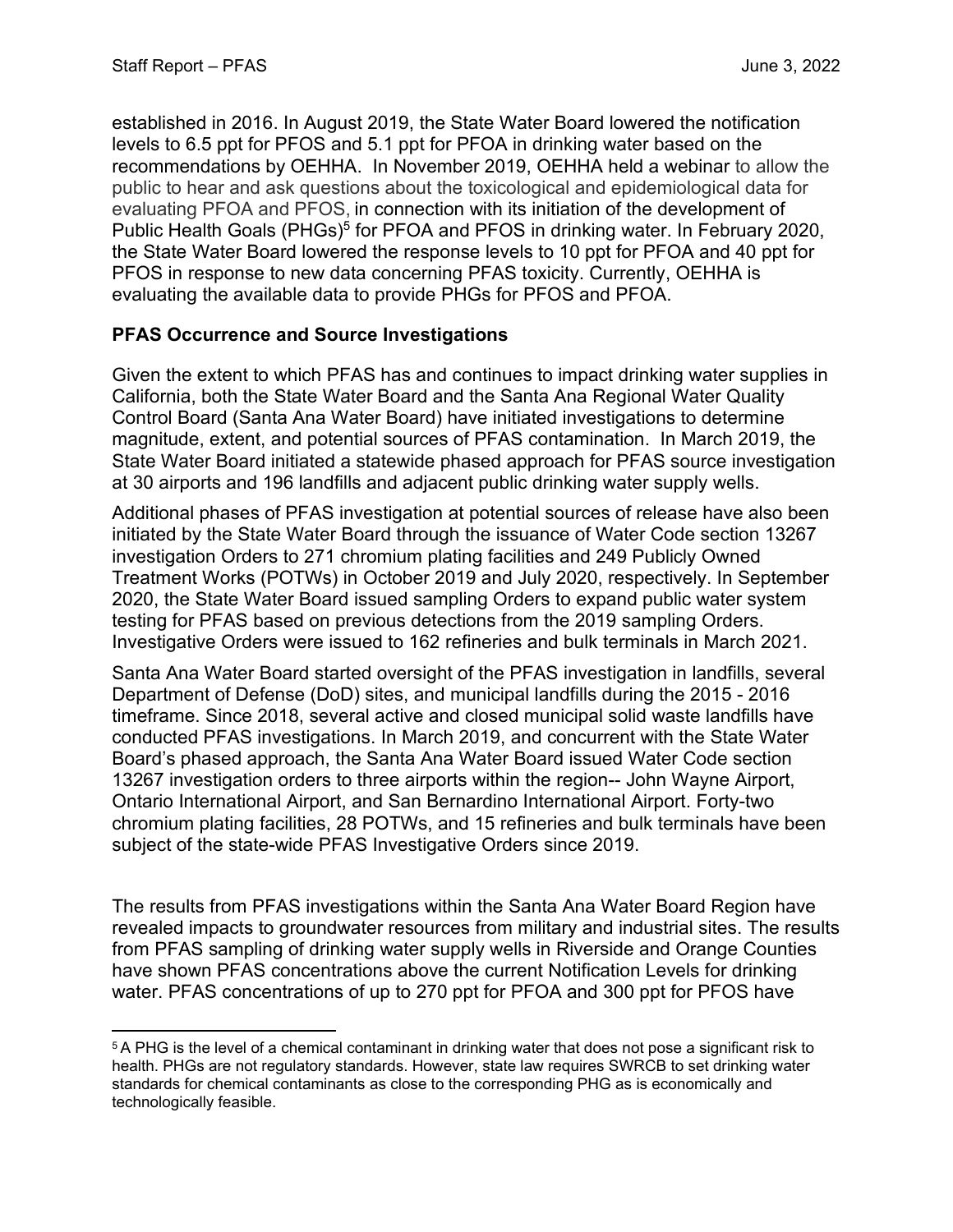established in 2016. In August 2019, the State Water Board lowered the notification levels to 6.5 ppt for PFOS and 5.1 ppt for PFOA in drinking water based on the recommendations by OEHHA. In November 2019, OEHHA held a webinar to allow the public to hear and ask questions about the toxicological and epidemiological data for evaluating PFOA and PFOS, in connection with its initiation of the development of Public Health Goals (PHGs)[5] for PFOA and PFOS in drinking water. In February 2020, the State Water Board lowered the response levels to 10 ppt for PFOA and 40 ppt for PFOS in response to new data concerning PFAS toxicity. Currently, OEHHA is evaluating the available data to provide PHGs for PFOS and PFOA.

**PFAS Occurrence and Source Investigations**

Given the extent to which PFAS has and continues to impact drinking water supplies in California, both the State Water Board and the Santa Ana Regional Water Quality Control Board (Santa Ana Water Board) have initiated investigations to determine magnitude, extent, and potential sources of PFAS contamination. In March 2019, the State Water Board initiated a statewide phased approach for PFAS source investigation at 30 airports and 196 landfills and adjacent public drinking water supply wells.

Additional phases of PFAS investigation at potential sources of release have also been initiated by the State Water Board through the issuance of Water Code section 13267 investigation Orders to 271 chromium plating facilities and 249 Publicly Owned Treatment Works (POTWs) in October 2019 and July 2020, respectively. In September 2020, the State Water Board issued sampling Orders to expand public water system testing for PFAS based on previous detections from the 2019 sampling Orders. Investigative Orders were issued to 162 refineries and bulk terminals in March 2021.

Santa Ana Water Board started oversight of the PFAS investigation in landfills, several Department of Defense (DoD) sites, and municipal landfills during the 2015 - 2016 timeframe. Since 2018, several active and closed municipal solid waste landfills have conducted PFAS investigations. In March 2019, and concurrent with the State Water Board's phased approach, the Santa Ana Water Board issued Water Code section 13267 investigation orders to three airports within the region-- John Wayne Airport, Ontario International Airport, and San Bernardino International Airport. Forty-two chromium plating facilities, 28 POTWs, and 15 refineries and bulk terminals have been subject of the state-wide PFAS Investigative Orders since 2019.

The results from PFAS investigations within the Santa Ana Water Board Region have revealed impacts to groundwater resources from military and industrial sites. The results from PFAS sampling of drinking water supply wells in Riverside and Orange Counties have shown PFAS concentrations above the current Notification Levels for drinking water. PFAS concentrations of up to 270 ppt for PFOA and 300 ppt for PFOS have

[5] A PHG is the level of a chemical contaminant in drinking water that does not pose a significant risk to health. PHGs are not regulatory standards. However, state law requires SWRCB to set drinking water standards for chemical contaminants as close to the corresponding PHG as is economically and technologically feasible.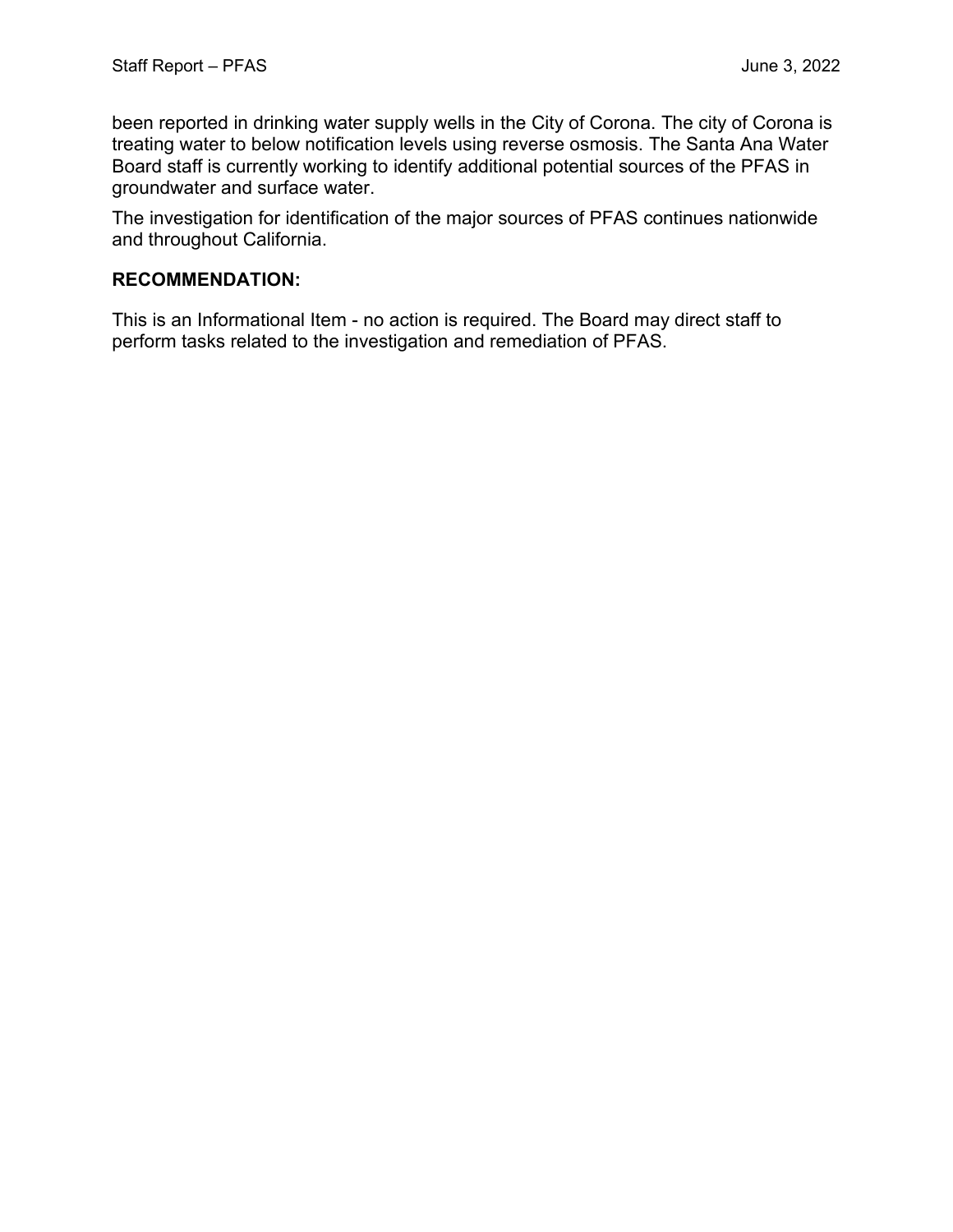been reported in drinking water supply wells in the City of Corona. The city of Corona is treating water to below notification levels using reverse osmosis. The Santa Ana Water Board staff is currently working to identify additional potential sources of the PFAS in groundwater and surface water.

The investigation for identification of the major sources of PFAS continues nationwide and throughout California.

**RECOMMENDATION:**

This is an Informational Item - no action is required. The Board may direct staff to perform tasks related to the investigation and remediation of PFAS.